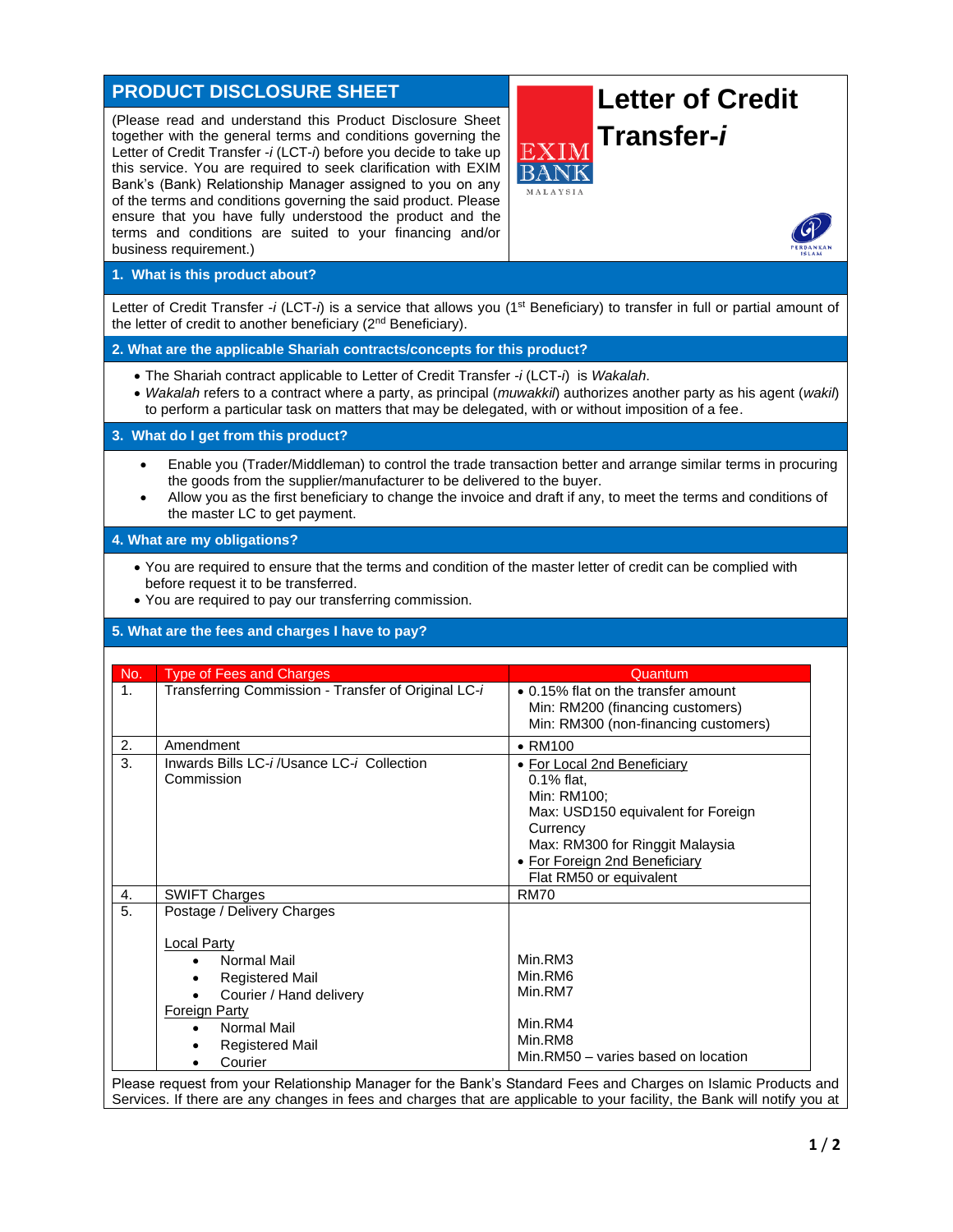# PRODUCT DISCLOSURE SHEET

# Letter of Credit Transfer-*i*

(Please read and understand this Product Disclosure Sheet together with the general terms and conditions governing the Letter of Credit Transfer -*i* (LCT-*i*) before you decide to take up this service. You are required to seek clarification with EXIM Bank's (Bank) Relationship Manager assigned to you on any of the terms and conditions governing the said product. Please ensure that you have fully understood the product and the terms and conditions are suited to your financing and/or business requirement.)

## 1. What is this product about?

Letter of Credit Transfer -*i* (LCT-*i*) is a service that allows you (1st Beneficiary) to transfer in full or partial amount of the letter of credit to another beneficiary (2nd Beneficiary).

## 2. What are the applicable Shariah contracts/concepts for this product?

- The Shariah contract applicable to Letter of Credit Transfer -*i* (LCT-*i*) is *Wakalah*.
- *Wakalah* refers to a contract where a party, as principal (*muwakkil*) authorizes another party as his agent (*wakil*) to perform a particular task on matters that may be delegated, with or without imposition of a fee.

## 3. What do I get from this product?

- Enable you (Trader/Middleman) to control the trade transaction better and arrange similar terms in procuring the goods from the supplier/manufacturer to be delivered to the buyer.
- Allow you as the first beneficiary to change the invoice and draft if any, to meet the terms and conditions of the master LC to get payment.

## 4. What are my obligations?

- You are required to ensure that the terms and condition of the master letter of credit can be complied with before request it to be transferred.
- You are required to pay our transferring commission.

## 5. What are the fees and charges I have to pay?

| No. | Type of Fees and Charges | Quantum |
|---|---|---|
| 1. | Transferring Commission - Transfer of Original LC-*i* | • 0.15% flat on the transfer amount<br>Min: RM200 (financing customers)<br>Min: RM300 (non-financing customers) |
| 2. | Amendment | • RM100 |
| 3. | Inwards Bills LC-*i* /Usance LC-*i* Collection Commission | • For Local 2nd Beneficiary<br>0.1% flat,<br>Min: RM100;<br>Max: USD150 equivalent for Foreign Currency<br>Max: RM300 for Ringgit Malaysia<br>• For Foreign 2nd Beneficiary<br>Flat RM50 or equivalent |
| 4. | SWIFT Charges | RM70 |
| 5. | Postage / Delivery Charges<br><br>Local Party<br>• Normal Mail<br>• Registered Mail<br>• Courier / Hand delivery<br>Foreign Party<br>• Normal Mail<br>• Registered Mail<br>• Courier | <br><br><br>Min.RM3<br>Min.RM6<br>Min.RM7<br><br>Min.RM4<br>Min.RM8<br>Min.RM50 – varies based on location |

Please request from your Relationship Manager for the Bank's Standard Fees and Charges on Islamic Products and Services. If there are any changes in fees and charges that are applicable to your facility, the Bank will notify you at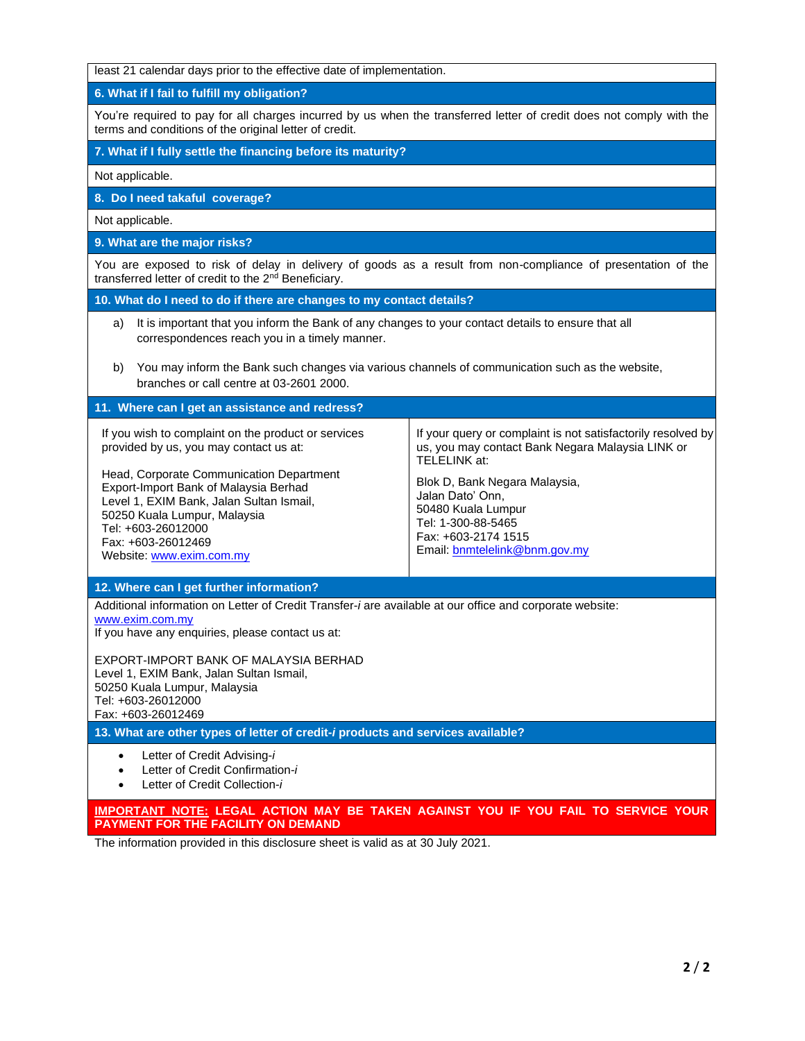least 21 calendar days prior to the effective date of implementation.

### 6. What if I fail to fulfill my obligation?

You're required to pay for all charges incurred by us when the transferred letter of credit does not comply with the terms and conditions of the original letter of credit.

### 7. What if I fully settle the financing before its maturity?

Not applicable.

### 8. Do I need takaful coverage?

Not applicable.

### 9. What are the major risks?

You are exposed to risk of delay in delivery of goods as a result from non-compliance of presentation of the transferred letter of credit to the 2nd Beneficiary.

### 10. What do I need to do if there are changes to my contact details?

a) It is important that you inform the Bank of any changes to your contact details to ensure that all correspondences reach you in a timely manner.

b) You may inform the Bank such changes via various channels of communication such as the website, branches or call centre at 03-2601 2000.

### 11. Where can I get an assistance and redress?

If you wish to complaint on the product or services provided by us, you may contact us at:

Head, Corporate Communication Department
Export-Import Bank of Malaysia Berhad
Level 1, EXIM Bank, Jalan Sultan Ismail,
50250 Kuala Lumpur, Malaysia
Tel: +603-26012000
Fax: +603-26012469
Website: www.exim.com.my

If your query or complaint is not satisfactorily resolved by us, you may contact Bank Negara Malaysia LINK or TELELINK at:

Blok D, Bank Negara Malaysia,
Jalan Dato' Onn,
50480 Kuala Lumpur
Tel: 1-300-88-5465
Fax: +603-2174 1515
Email: bnmtelelink@bnm.gov.my

### 12. Where can I get further information?

Additional information on Letter of Credit Transfer-*i* are available at our office and corporate website: www.exim.com.my
If you have any enquiries, please contact us at:

EXPORT-IMPORT BANK OF MALAYSIA BERHAD
Level 1, EXIM Bank, Jalan Sultan Ismail,
50250 Kuala Lumpur, Malaysia
Tel: +603-26012000
Fax: +603-26012469

### 13. What are other types of letter of credit-*i* products and services available?

- Letter of Credit Advising-*i*
- Letter of Credit Confirmation-*i*
- Letter of Credit Collection-*i*

**IMPORTANT NOTE: LEGAL ACTION MAY BE TAKEN AGAINST YOU IF YOU FAIL TO SERVICE YOUR PAYMENT FOR THE FACILITY ON DEMAND**

The information provided in this disclosure sheet is valid as at 30 July 2021.